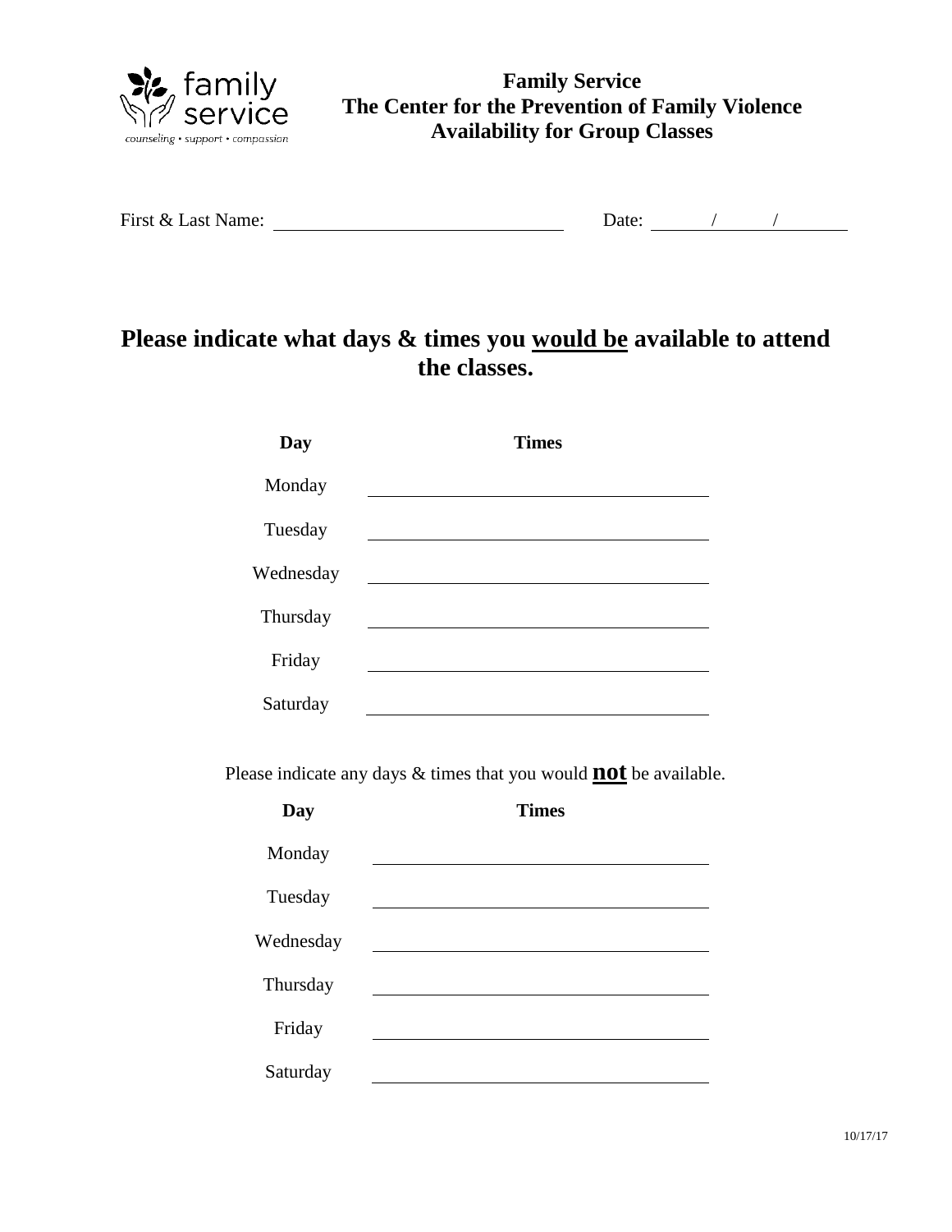family service
counseling • support • compassion

**Family Service**
**The Center for the Prevention of Family Violence**
**Availability for Group Classes**

First & Last Name: ______________________________ Date: ______/______/________

## Please indicate what days & times you would be available to attend the classes.

| Day | Times |
|---|---|
| Monday | |
| Tuesday | |
| Wednesday | |
| Thursday | |
| Friday | |
| Saturday | |

Please indicate any days & times that you would **not** be available.

| Day | Times |
|---|---|
| Monday | |
| Tuesday | |
| Wednesday | |
| Thursday | |
| Friday | |
| Saturday | |

10/17/17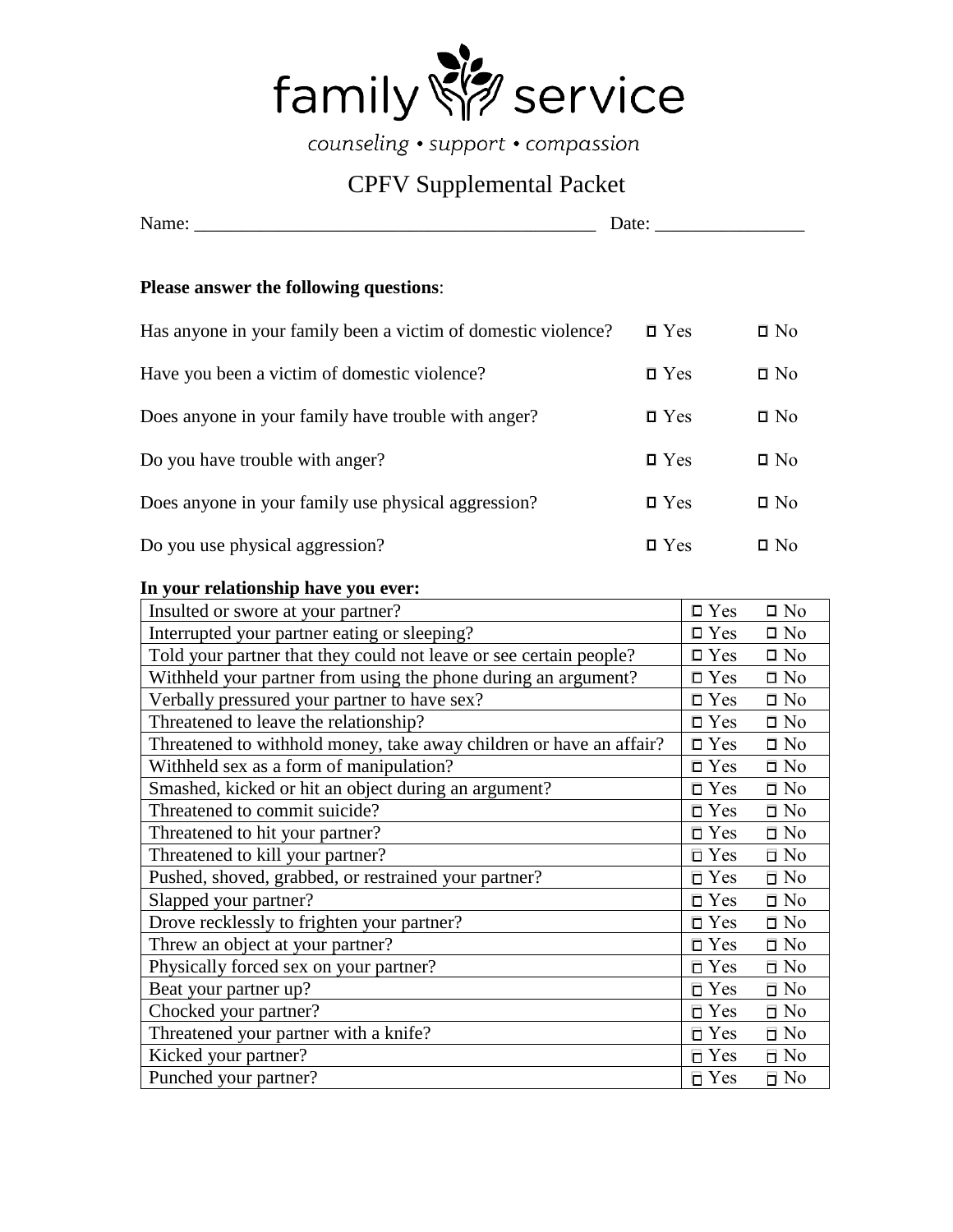family service

*counseling • support • compassion*

# CPFV Supplemental Packet

Name: ___________________________________________ Date: ________________

**Please answer the following questions**:

Has anyone in your family been a victim of domestic violence? ☐ Yes ☐ No

Have you been a victim of domestic violence? ☐ Yes ☐ No

Does anyone in your family have trouble with anger? ☐ Yes ☐ No

Do you have trouble with anger? ☐ Yes ☐ No

Does anyone in your family use physical aggression? ☐ Yes ☐ No

Do you use physical aggression? ☐ Yes ☐ No

**In your relationship have you ever:**

| | | |
|---|---|---|
| Insulted or swore at your partner? | ☐ Yes | ☐ No |
| Interrupted your partner eating or sleeping? | ☐ Yes | ☐ No |
| Told your partner that they could not leave or see certain people? | ☐ Yes | ☐ No |
| Withheld your partner from using the phone during an argument? | ☐ Yes | ☐ No |
| Verbally pressured your partner to have sex? | ☐ Yes | ☐ No |
| Threatened to leave the relationship? | ☐ Yes | ☐ No |
| Threatened to withhold money, take away children or have an affair? | ☐ Yes | ☐ No |
| Withheld sex as a form of manipulation? | ☐ Yes | ☐ No |
| Smashed, kicked or hit an object during an argument? | ☐ Yes | ☐ No |
| Threatened to commit suicide? | ☐ Yes | ☐ No |
| Threatened to hit your partner? | ☐ Yes | ☐ No |
| Threatened to kill your partner? | ☐ Yes | ☐ No |
| Pushed, shoved, grabbed, or restrained your partner? | ☐ Yes | ☐ No |
| Slapped your partner? | ☐ Yes | ☐ No |
| Drove recklessly to frighten your partner? | ☐ Yes | ☐ No |
| Threw an object at your partner? | ☐ Yes | ☐ No |
| Physically forced sex on your partner? | ☐ Yes | ☐ No |
| Beat your partner up? | ☐ Yes | ☐ No |
| Chocked your partner? | ☐ Yes | ☐ No |
| Threatened your partner with a knife? | ☐ Yes | ☐ No |
| Kicked your partner? | ☐ Yes | ☐ No |
| Punched your partner? | ☐ Yes | ☐ No |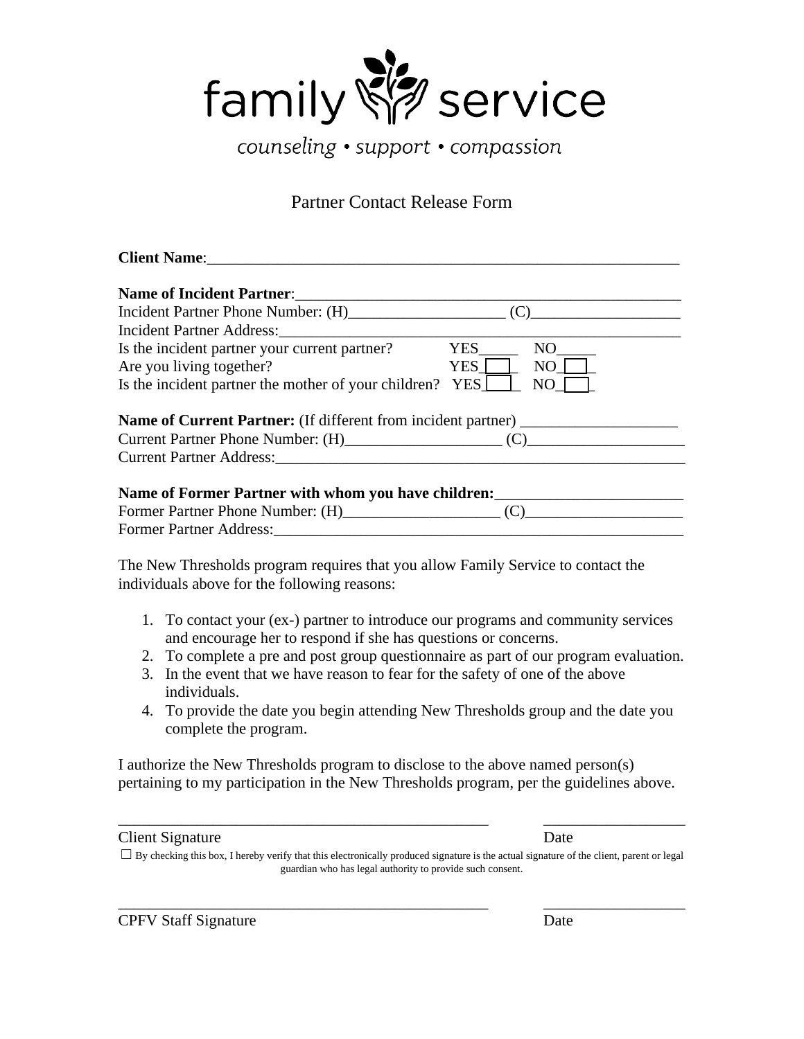family service

*counseling • support • compassion*

# Partner Contact Release Form

**Client Name**:_______________________________________________________________

**Name of Incident Partner**:____________________________________________________

Incident Partner Phone Number: (H)___________________ (C)__________________

Incident Partner Address:_______________________________________________________

Is the incident partner your current partner? YES_____ NO_____

Are you living together? YES☐ NO☐

Is the incident partner the mother of your children? YES☐ NO☐

**Name of Current Partner:** (If different from incident partner) ____________________

Current Partner Phone Number: (H)___________________ (C)___________________

Current Partner Address:_____________________________________________________

**Name of Former Partner with whom you have children:**________________________

Former Partner Phone Number: (H)___________________ (C)___________________

Former Partner Address:______________________________________________________

The New Thresholds program requires that you allow Family Service to contact the individuals above for the following reasons:

1. To contact your (ex-) partner to introduce our programs and community services and encourage her to respond if she has questions or concerns.
2. To complete a pre and post group questionnaire as part of our program evaluation.
3. In the event that we have reason to fear for the safety of one of the above individuals.
4. To provide the date you begin attending New Thresholds group and the date you complete the program.

I authorize the New Thresholds program to disclose to the above named person(s) pertaining to my participation in the New Thresholds program, per the guidelines above.

_________________________________________________ __________________

Client Signature Date

☐ By checking this box, I hereby verify that this electronically produced signature is the actual signature of the client, parent or legal guardian who has legal authority to provide such consent.

_________________________________________________ __________________

CPFV Staff Signature Date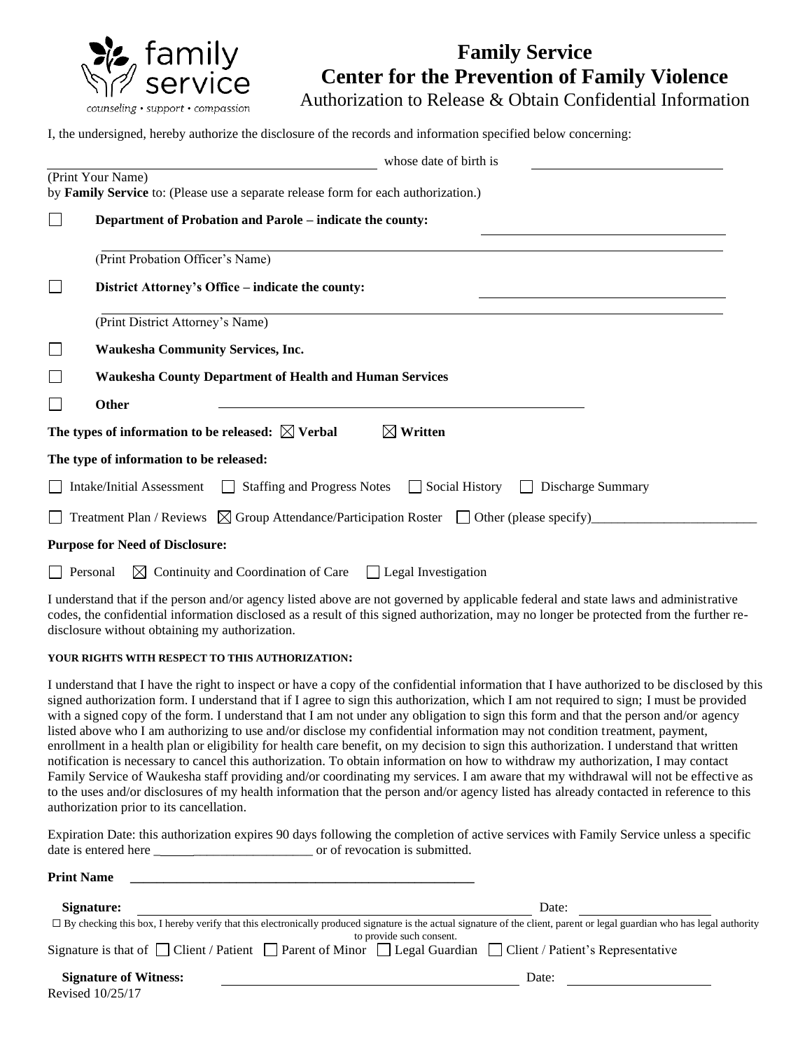family service

counseling • support • compassion

# Family Service
## Center for the Prevention of Family Violence
### Authorization to Release & Obtain Confidential Information

I, the undersigned, hereby authorize the disclosure of the records and information specified below concerning:

_______________________________________ whose date of birth is ______________________

(Print Your Name)

by **Family Service** to: (Please use a separate release form for each authorization.)

☐ **Department of Probation and Parole – indicate the county:** ______________________________

_______________________________________________________________

(Print Probation Officer's Name)

☐ **District Attorney's Office – indicate the county:** ______________________________

_______________________________________________________________

(Print District Attorney's Name)

☐ **Waukesha Community Services, Inc.**

☐ **Waukesha County Department of Health and Human Services**

☐ **Other** ____________________________________________

**The types of information to be released:** ☒ **Verbal** ☒ **Written**

**The type of information to be released:**

☐ Intake/Initial Assessment ☐ Staffing and Progress Notes ☐ Social History ☐ Discharge Summary

☐ Treatment Plan / Reviews ☒ Group Attendance/Participation Roster ☐ Other (please specify)________________________

**Purpose for Need of Disclosure:**

☐ Personal ☒ Continuity and Coordination of Care ☐ Legal Investigation

I understand that if the person and/or agency listed above are not governed by applicable federal and state laws and administrative codes, the confidential information disclosed as a result of this signed authorization, may no longer be protected from the further re-disclosure without obtaining my authorization.

**YOUR RIGHTS WITH RESPECT TO THIS AUTHORIZATION:**

I understand that I have the right to inspect or have a copy of the confidential information that I have authorized to be disclosed by this signed authorization form. I understand that if I agree to sign this authorization, which I am not required to sign; I must be provided with a signed copy of the form. I understand that I am not under any obligation to sign this form and that the person and/or agency listed above who I am authorizing to use and/or disclose my confidential information may not condition treatment, payment, enrollment in a health plan or eligibility for health care benefit, on my decision to sign this authorization. I understand that written notification is necessary to cancel this authorization. To obtain information on how to withdraw my authorization, I may contact Family Service of Waukesha staff providing and/or coordinating my services. I am aware that my withdrawal will not be effective as to the uses and/or disclosures of my health information that the person and/or agency listed has already contacted in reference to this authorization prior to its cancellation.

Expiration Date: this authorization expires 90 days following the completion of active services with Family Service unless a specific date is entered here ________________________ or of revocation is submitted.

**Print Name** ____________________________________________________

**Signature:** ____________________________________________________ Date: ____________________

☐ By checking this box, I hereby verify that this electronically produced signature is the actual signature of the client, parent or legal guardian who has legal authority to provide such consent.

Signature is that of ☐ Client / Patient ☐ Parent of Minor ☐ Legal Guardian ☐ Client / Patient's Representative

**Signature of Witness:** ____________________________________________ Date: ____________________

Revised 10/25/17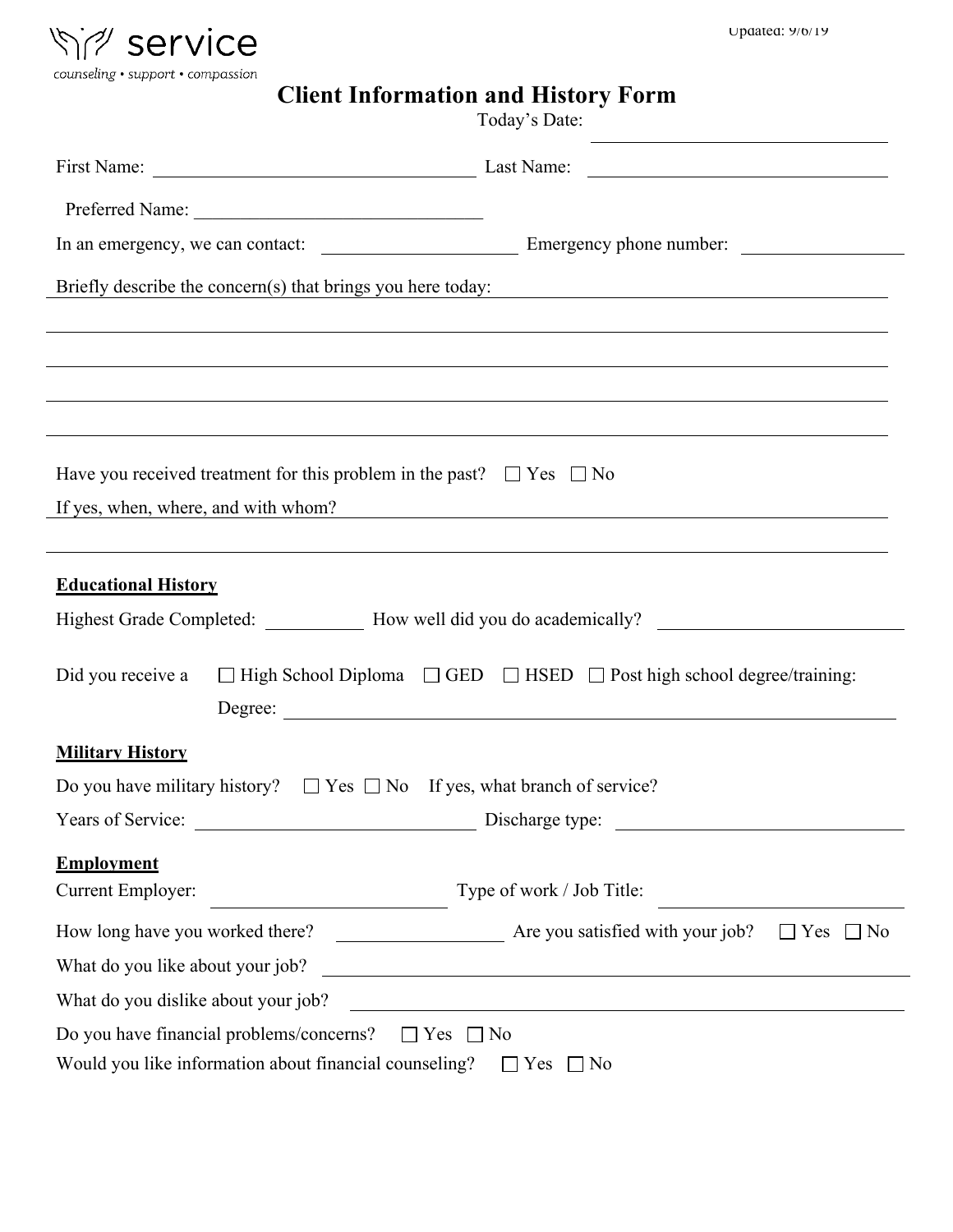service
counseling • support • compassion

Updated: 9/6/19

# Client Information and History Form

Today's Date: ______________________________

First Name: ______________________________ Last Name: ______________________________

Preferred Name: ______________________________

In an emergency, we can contact: ____________________ Emergency phone number: ________________

Briefly describe the concern(s) that brings you here today: ______________________________

______________________________________________________________________

______________________________________________________________________

______________________________________________________________________

______________________________________________________________________

Have you received treatment for this problem in the past? ☐ Yes ☐ No

If yes, when, where, and with whom? ______________________________

______________________________________________________________________

**Educational History**

Highest Grade Completed: __________ How well did you do academically? ______________________

Did you receive a ☐ High School Diploma ☐ GED ☐ HSED ☐ Post high school degree/training:

Degree: ______________________________________________________________

**Military History**

Do you have military history? ☐ Yes ☐ No If yes, what branch of service?

Years of Service: ____________________________ Discharge type: ____________________________

**Employment**

Current Employer: ______________________ Type of work / Job Title: ______________________

How long have you worked there? ________________ Are you satisfied with your job? ☐ Yes ☐ No

What do you like about your job? ______________________________________________

What do you dislike about your job? ______________________________________________

Do you have financial problems/concerns? ☐ Yes ☐ No

Would you like information about financial counseling? ☐ Yes ☐ No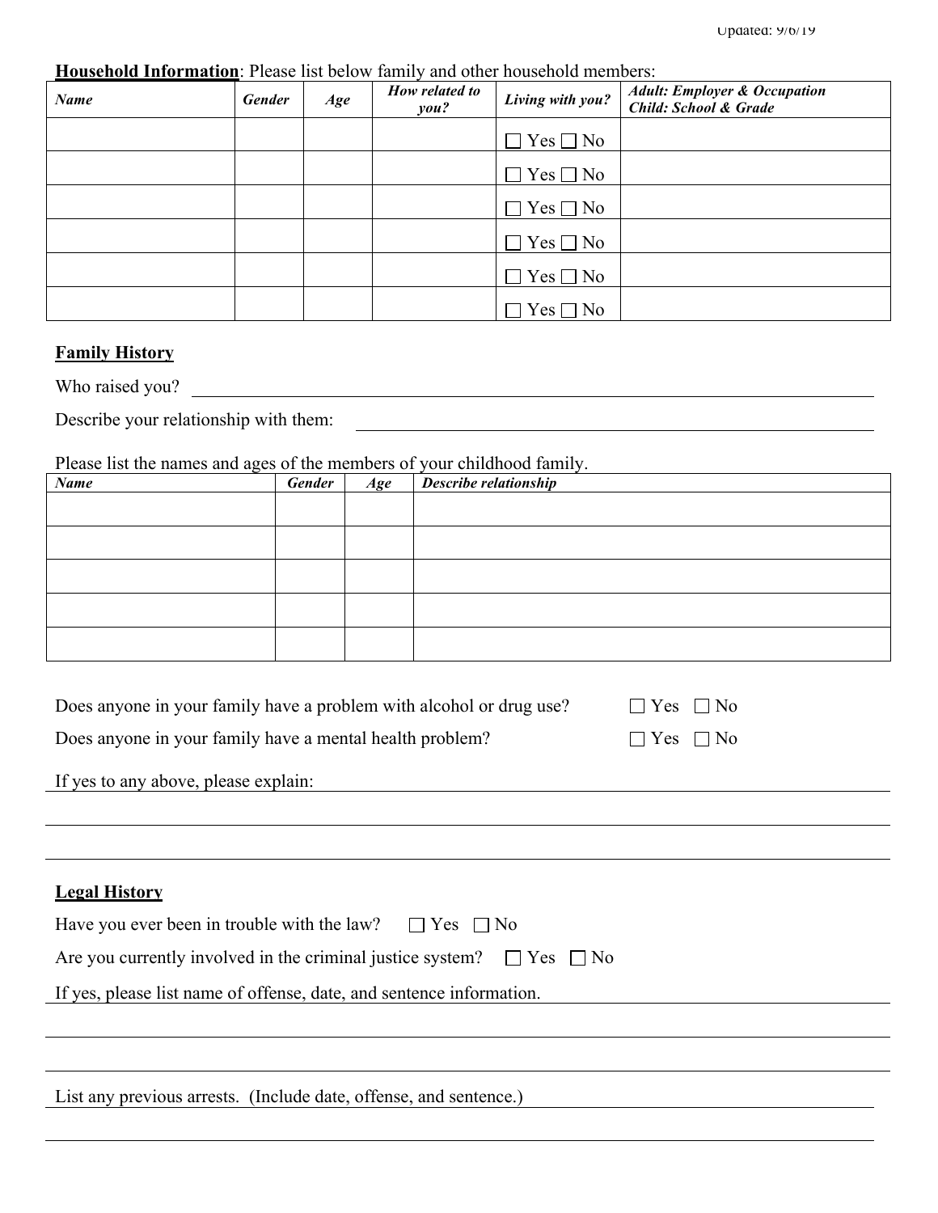**Household Information**: Please list below family and other household members:

| *Name* | *Gender* | *Age* | *How related to you?* | *Living with you?* | *Adult: Employer & Occupation Child: School & Grade* |
|---|---|---|---|---|---|
| | | | ☐ Yes ☐ No | | |
| | | | ☐ Yes ☐ No | | |
| | | | ☐ Yes ☐ No | | |
| | | | ☐ Yes ☐ No | | |
| | | | ☐ Yes ☐ No | | |
| | | | ☐ Yes ☐ No | | |

**Family History**

Who raised you? \_\_\_\_\_\_\_\_\_\_\_\_\_\_\_\_\_\_\_\_\_\_\_\_\_\_\_\_\_\_\_\_\_\_\_\_\_\_\_\_

Describe your relationship with them: \_\_\_\_\_\_\_\_\_\_\_\_\_\_\_\_\_\_\_\_\_\_\_\_\_\_\_\_\_\_\_\_\_\_\_\_\_\_\_\_

Please list the names and ages of the members of your childhood family.

| *Name* | *Gender* | *Age* | *Describe relationship* |
|---|---|---|---|
| | | | |
| | | | |
| | | | |
| | | | |
| | | | |

Does anyone in your family have a problem with alcohol or drug use? ☐ Yes ☐ No

Does anyone in your family have a mental health problem? ☐ Yes ☐ No

If yes to any above, please explain:

**Legal History**

Have you ever been in trouble with the law? ☐ Yes ☐ No

Are you currently involved in the criminal justice system? ☐ Yes ☐ No

If yes, please list name of offense, date, and sentence information.

List any previous arrests. (Include date, offense, and sentence.)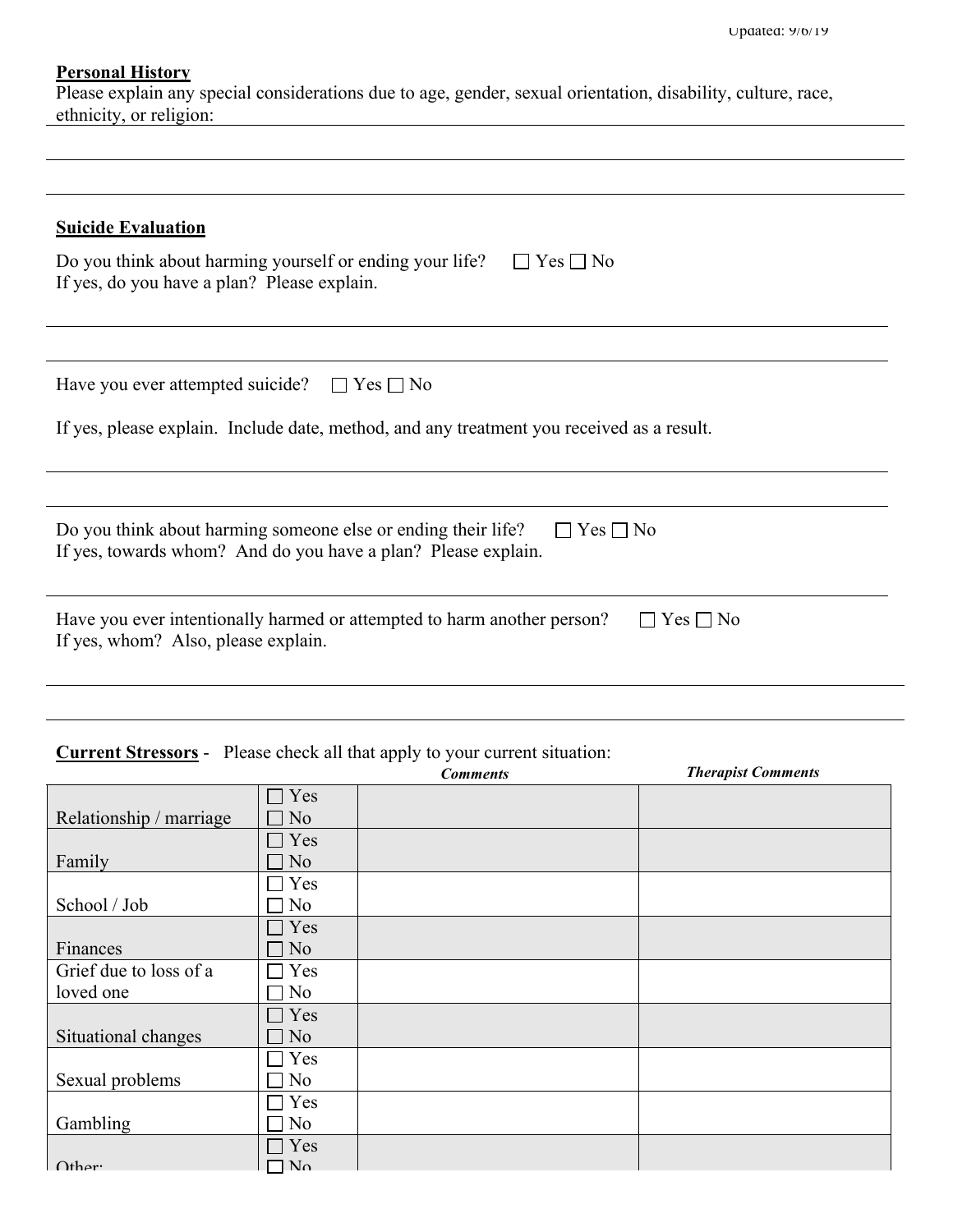## Personal History

Please explain any special considerations due to age, gender, sexual orientation, disability, culture, race, ethnicity, or religion:

## Suicide Evaluation

Do you think about harming yourself or ending your life? ☐ Yes ☐ No

If yes, do you have a plan? Please explain.

Have you ever attempted suicide? ☐ Yes ☐ No

If yes, please explain. Include date, method, and any treatment you received as a result.

Do you think about harming someone else or ending their life? ☐ Yes ☐ No

If yes, towards whom? And do you have a plan? Please explain.

Have you ever intentionally harmed or attempted to harm another person? ☐ Yes ☐ No

If yes, whom? Also, please explain.

**Current Stressors** - Please check all that apply to your current situation:

| | | ***Comments*** | ***Therapist Comments*** |
|---|---|---|---|
| Relationship / marriage | ☐ Yes ☐ No | | |
| Family | ☐ Yes ☐ No | | |
| School / Job | ☐ Yes ☐ No | | |
| Finances | ☐ Yes ☐ No | | |
| Grief due to loss of a loved one | ☐ Yes ☐ No | | |
| Situational changes | ☐ Yes ☐ No | | |
| Sexual problems | ☐ Yes ☐ No | | |
| Gambling | ☐ Yes ☐ No | | |
| Other: | ☐ Yes ☐ No | | |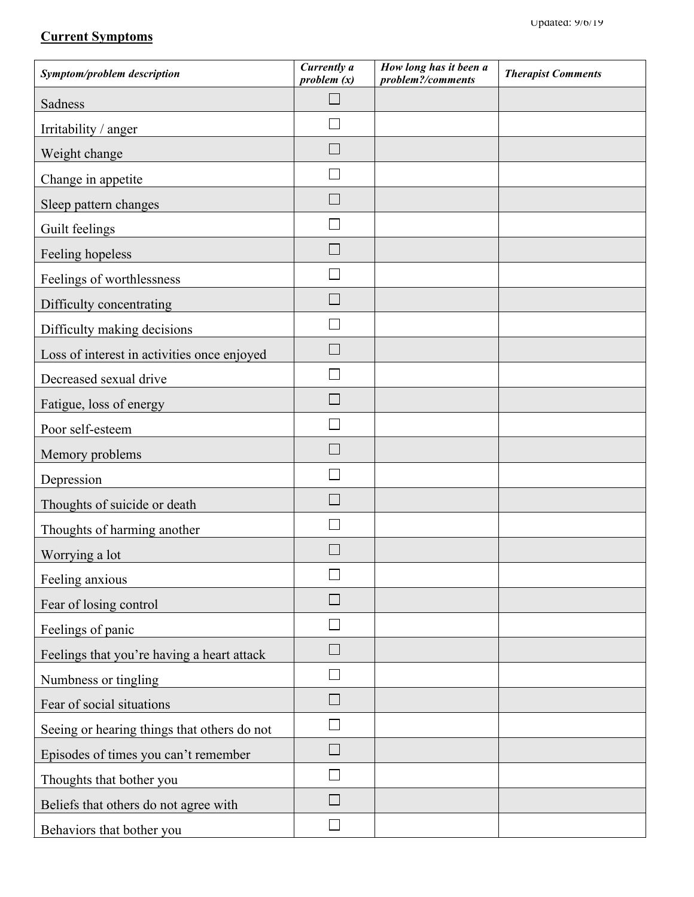**Current Symptoms**

| *Symptom/problem description* | *Currently a problem (x)* | *How long has it been a problem?/comments* | *Therapist Comments* |
|---|---|---|---|
| Sadness | ☐ | | |
| Irritability / anger | ☐ | | |
| Weight change | ☐ | | |
| Change in appetite | ☐ | | |
| Sleep pattern changes | ☐ | | |
| Guilt feelings | ☐ | | |
| Feeling hopeless | ☐ | | |
| Feelings of worthlessness | ☐ | | |
| Difficulty concentrating | ☐ | | |
| Difficulty making decisions | ☐ | | |
| Loss of interest in activities once enjoyed | ☐ | | |
| Decreased sexual drive | ☐ | | |
| Fatigue, loss of energy | ☐ | | |
| Poor self-esteem | ☐ | | |
| Memory problems | ☐ | | |
| Depression | ☐ | | |
| Thoughts of suicide or death | ☐ | | |
| Thoughts of harming another | ☐ | | |
| Worrying a lot | ☐ | | |
| Feeling anxious | ☐ | | |
| Fear of losing control | ☐ | | |
| Feelings of panic | ☐ | | |
| Feelings that you're having a heart attack | ☐ | | |
| Numbness or tingling | ☐ | | |
| Fear of social situations | ☐ | | |
| Seeing or hearing things that others do not | ☐ | | |
| Episodes of times you can't remember | ☐ | | |
| Thoughts that bother you | ☐ | | |
| Beliefs that others do not agree with | ☐ | | |
| Behaviors that bother you | ☐ | | |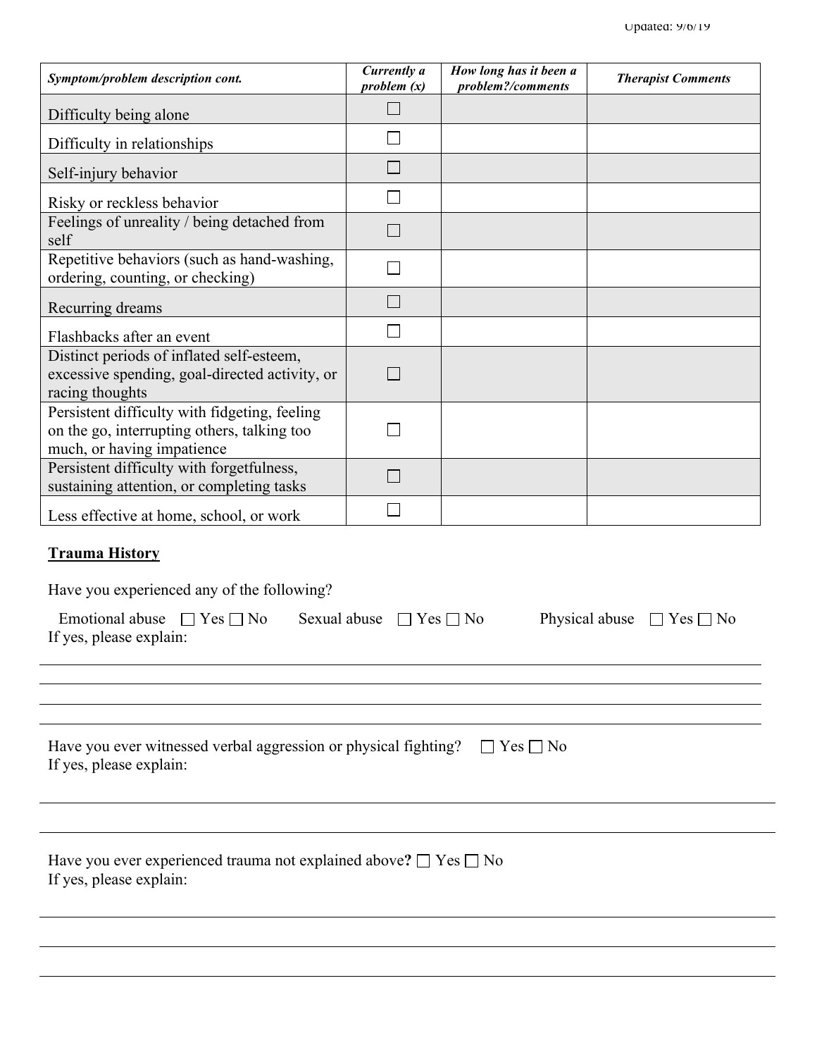| *Symptom/problem description cont.* | *Currently a problem (x)* | *How long has it been a problem?/comments* | *Therapist Comments* |
|---|---|---|---|
| Difficulty being alone | ☐ | | |
| Difficulty in relationships | ☐ | | |
| Self-injury behavior | ☐ | | |
| Risky or reckless behavior | ☐ | | |
| Feelings of unreality / being detached from self | ☐ | | |
| Repetitive behaviors (such as hand-washing, ordering, counting, or checking) | ☐ | | |
| Recurring dreams | ☐ | | |
| Flashbacks after an event | ☐ | | |
| Distinct periods of inflated self-esteem, excessive spending, goal-directed activity, or racing thoughts | ☐ | | |
| Persistent difficulty with fidgeting, feeling on the go, interrupting others, talking too much, or having impatience | ☐ | | |
| Persistent difficulty with forgetfulness, sustaining attention, or completing tasks | ☐ | | |
| Less effective at home, school, or work | ☐ | | |

## Trauma History

Have you experienced any of the following?

Emotional abuse ☐ Yes ☐ No    Sexual abuse ☐ Yes ☐ No    Physical abuse ☐ Yes ☐ No

If yes, please explain:

______________________________________________________________________________

______________________________________________________________________________

______________________________________________________________________________

______________________________________________________________________________

Have you ever witnessed verbal aggression or physical fighting? ☐ Yes ☐ No

If yes, please explain:

______________________________________________________________________________

______________________________________________________________________________

Have you ever experienced trauma not explained above**?** ☐ Yes ☐ No

If yes, please explain:

______________________________________________________________________________

______________________________________________________________________________

______________________________________________________________________________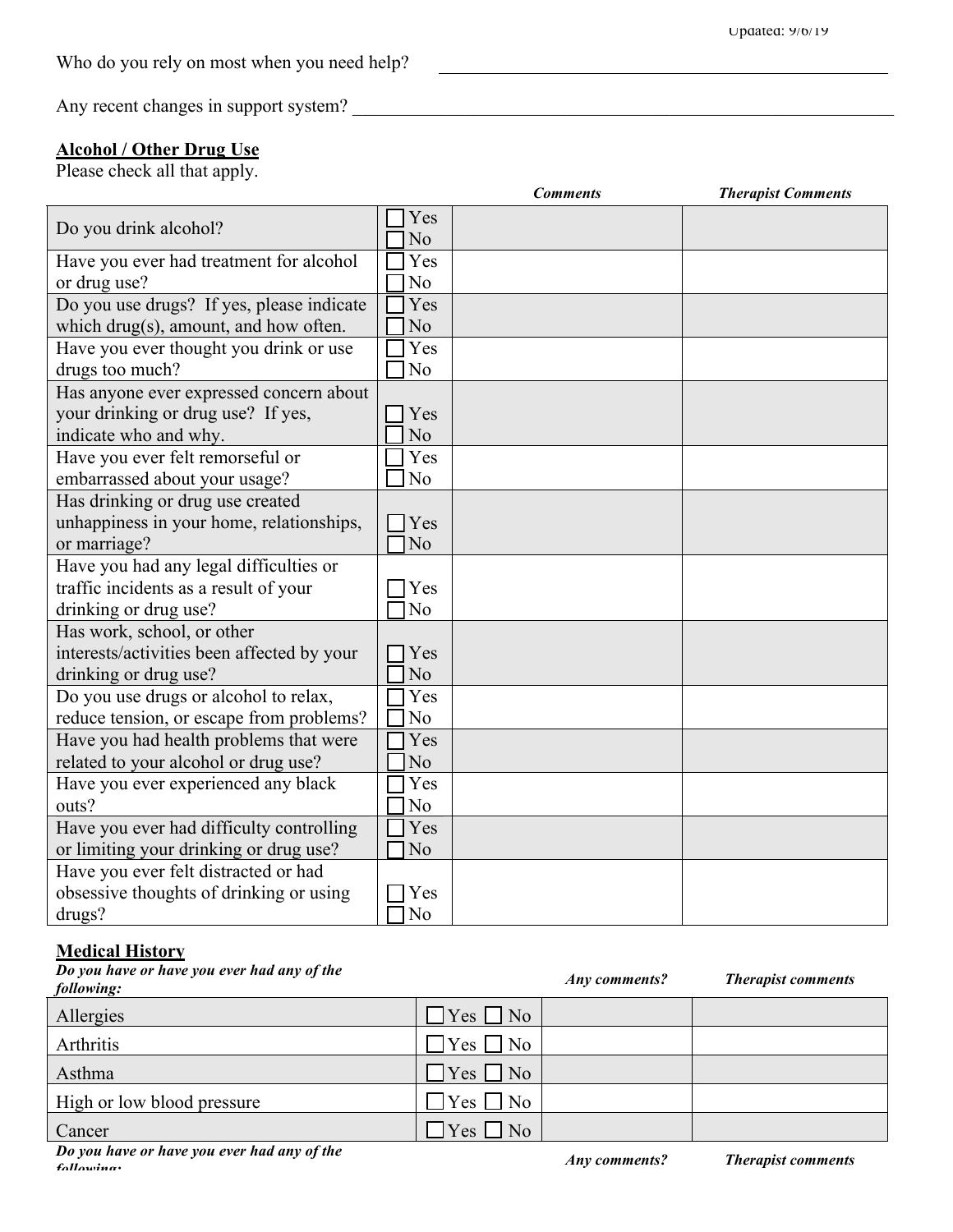Who do you rely on most when you need help? ______________________________

Any recent changes in support system? ______________________________

**Alcohol / Other Drug Use**

Please check all that apply.

| | | ***Comments*** | ***Therapist Comments*** |
|---|---|---|---|
| Do you drink alcohol? | ☐ Yes ☐ No | | |
| Have you ever had treatment for alcohol or drug use? | ☐ Yes ☐ No | | |
| Do you use drugs? If yes, please indicate which drug(s), amount, and how often. | ☐ Yes ☐ No | | |
| Have you ever thought you drink or use drugs too much? | ☐ Yes ☐ No | | |
| Has anyone ever expressed concern about your drinking or drug use? If yes, indicate who and why. | ☐ Yes ☐ No | | |
| Have you ever felt remorseful or embarrassed about your usage? | ☐ Yes ☐ No | | |
| Has drinking or drug use created unhappiness in your home, relationships, or marriage? | ☐ Yes ☐ No | | |
| Have you had any legal difficulties or traffic incidents as a result of your drinking or drug use? | ☐ Yes ☐ No | | |
| Has work, school, or other interests/activities been affected by your drinking or drug use? | ☐ Yes ☐ No | | |
| Do you use drugs or alcohol to relax, reduce tension, or escape from problems? | ☐ Yes ☐ No | | |
| Have you had health problems that were related to your alcohol or drug use? | ☐ Yes ☐ No | | |
| Have you ever experienced any black outs? | ☐ Yes ☐ No | | |
| Have you ever had difficulty controlling or limiting your drinking or drug use? | ☐ Yes ☐ No | | |
| Have you ever felt distracted or had obsessive thoughts of drinking or using drugs? | ☐ Yes ☐ No | | |

**Medical History**

| ***Do you have or have you ever had any of the following:*** | | ***Any comments?*** | ***Therapist comments*** |
|---|---|---|---|
| Allergies | ☐ Yes ☐ No | | |
| Arthritis | ☐ Yes ☐ No | | |
| Asthma | ☐ Yes ☐ No | | |
| High or low blood pressure | ☐ Yes ☐ No | | |
| Cancer | ☐ Yes ☐ No | | |

***Do you have or have you ever had any of the following:*** ***Any comments?*** ***Therapist comments***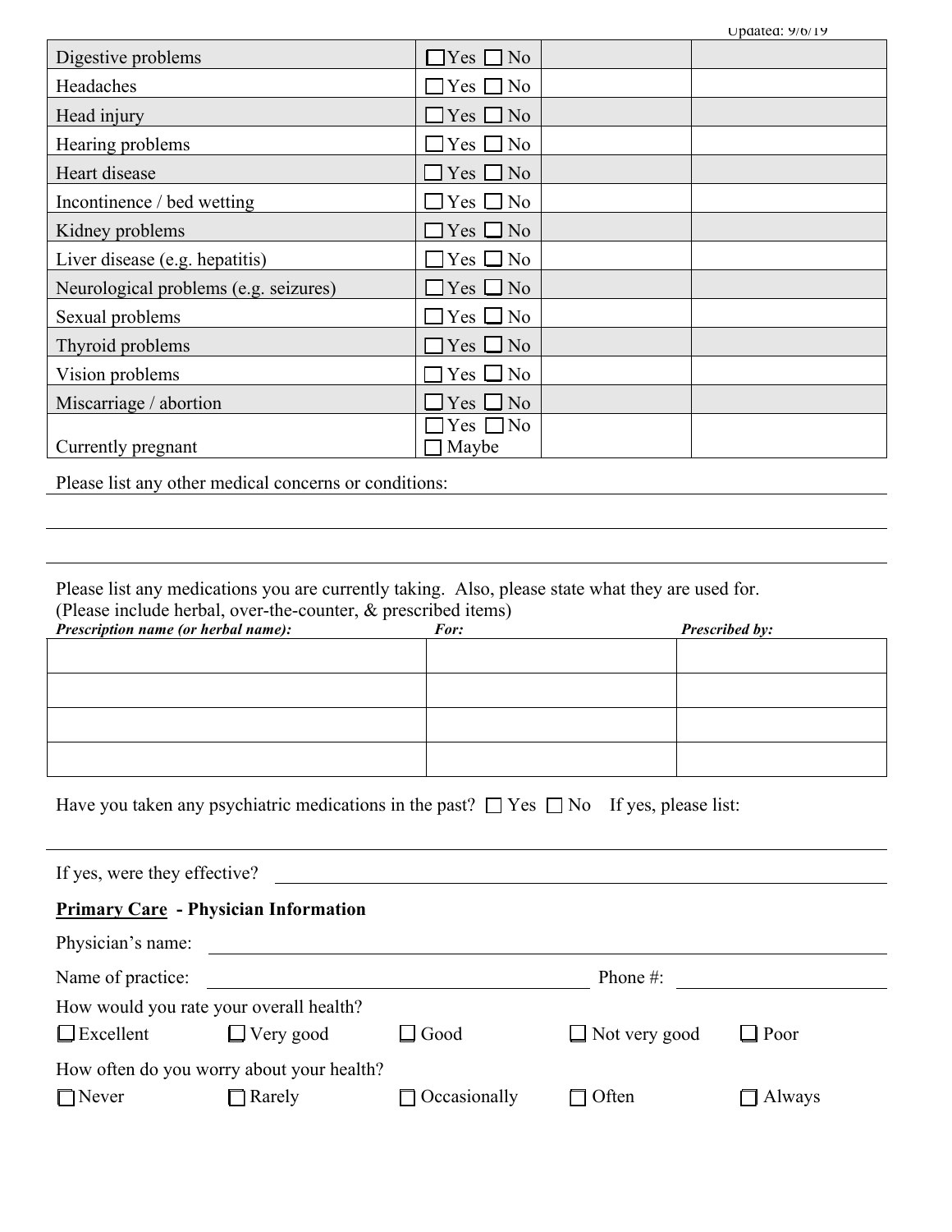| | | | |
|---|---|---|---|
| Digestive problems | ☐ Yes ☐ No | | |
| Headaches | ☐ Yes ☐ No | | |
| Head injury | ☐ Yes ☐ No | | |
| Hearing problems | ☐ Yes ☐ No | | |
| Heart disease | ☐ Yes ☐ No | | |
| Incontinence / bed wetting | ☐ Yes ☐ No | | |
| Kidney problems | ☐ Yes ☐ No | | |
| Liver disease (e.g. hepatitis) | ☐ Yes ☐ No | | |
| Neurological problems (e.g. seizures) | ☐ Yes ☐ No | | |
| Sexual problems | ☐ Yes ☐ No | | |
| Thyroid problems | ☐ Yes ☐ No | | |
| Vision problems | ☐ Yes ☐ No | | |
| Miscarriage / abortion | ☐ Yes ☐ No | | |
| Currently pregnant | ☐ Yes ☐ No ☐ Maybe | | |

Please list any other medical concerns or conditions: ______________________

______________________

______________________

Please list any medications you are currently taking. Also, please state what they are used for. (Please include herbal, over-the-counter, & prescribed items)

| ***Prescription name (or herbal name):*** | ***For:*** | ***Prescribed by:*** |
|---|---|---|
| | | |
| | | |
| | | |
| | | |

Have you taken any psychiatric medications in the past? ☐ Yes ☐ No If yes, please list:

______________________

If yes, were they effective? ______________________

**Primary Care - Physician Information**

Physician's name: ______________________

Name of practice: ______________________ Phone #: ______________________

How would you rate your overall health?

☐ Excellent ☐ Very good ☐ Good ☐ Not very good ☐ Poor

How often do you worry about your health?

☐ Never ☐ Rarely ☐ Occasionally ☐ Often ☐ Always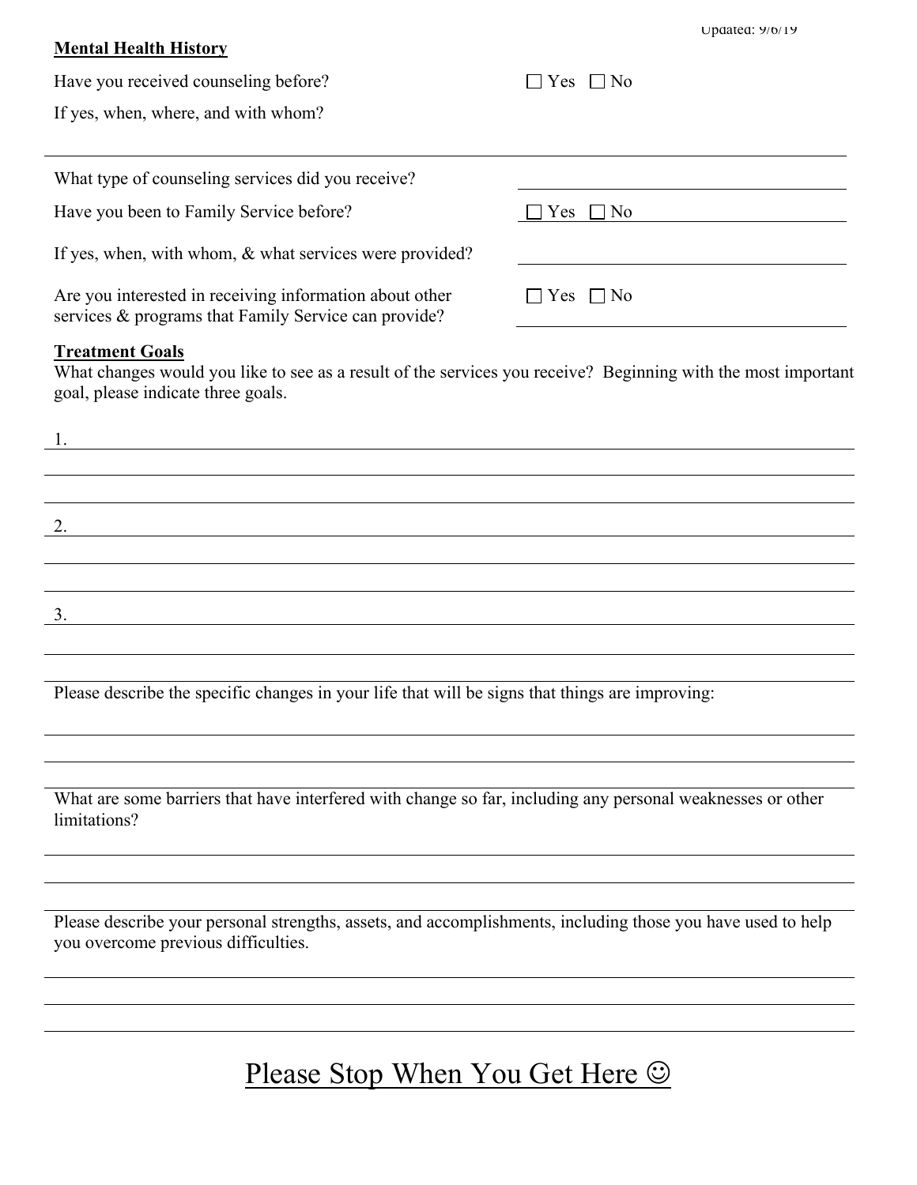**Mental Health History**

Have you received counseling before? ☐ Yes ☐ No

If yes, when, where, and with whom?

What type of counseling services did you receive?

Have you been to Family Service before? ☐ Yes ☐ No

If yes, when, with whom, & what services were provided?

Are you interested in receiving information about other services & programs that Family Service can provide? ☐ Yes ☐ No

**Treatment Goals**

What changes would you like to see as a result of the services you receive? Beginning with the most important goal, please indicate three goals.

1.

2.

3.

Please describe the specific changes in your life that will be signs that things are improving:

What are some barriers that have interfered with change so far, including any personal weaknesses or other limitations?

Please describe your personal strengths, assets, and accomplishments, including those you have used to help you overcome previous difficulties.

Please Stop When You Get Here ☺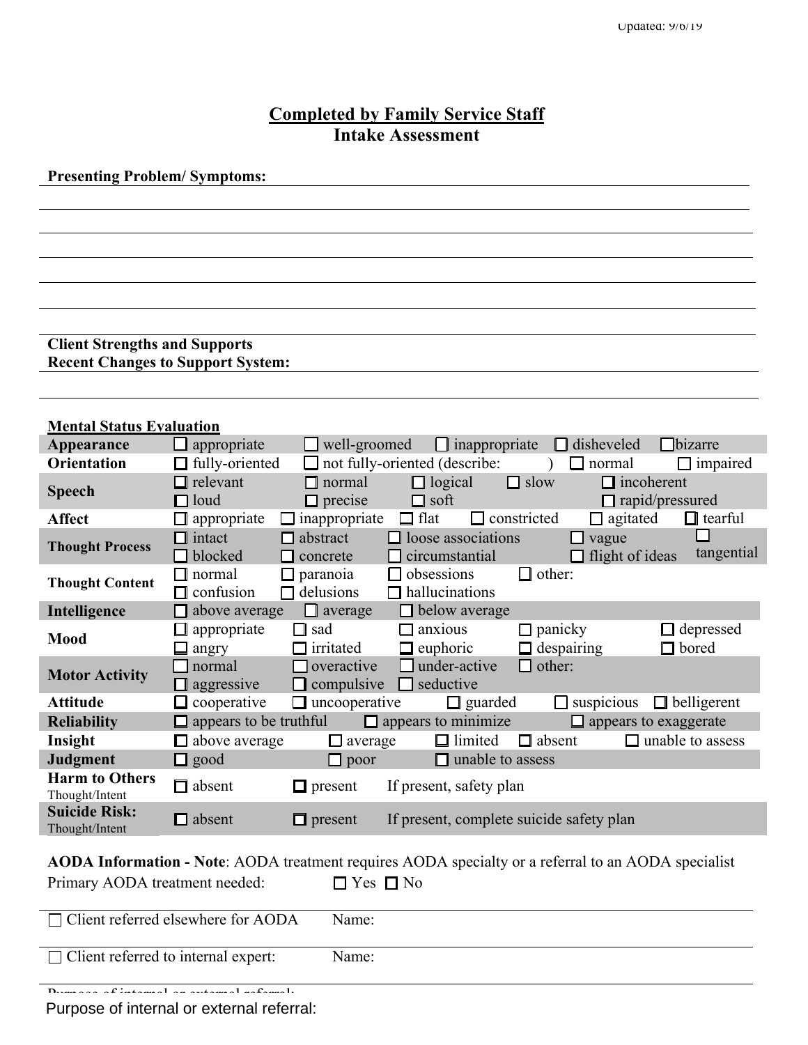## Completed by Family Service Staff
## Intake Assessment

**Presenting Problem/ Symptoms:**

**Client Strengths and Supports**
**Recent Changes to Support System:**

**Mental Status Evaluation**

| | |
|---|---|
| **Appearance** | ☐ appropriate ☐ well-groomed ☐ inappropriate ☐ disheveled ☐ bizarre |
| **Orientation** | ☐ fully-oriented ☐ not fully-oriented (describe: ) ☐ normal ☐ impaired |
| **Speech** | ☐ relevant ☐ normal ☐ logical ☐ slow ☐ incoherent ☐ loud ☐ precise ☐ soft ☐ rapid/pressured |
| **Affect** | ☐ appropriate ☐ inappropriate ☐ flat ☐ constricted ☐ agitated ☐ tearful |
| **Thought Process** | ☐ intact ☐ abstract ☐ loose associations ☐ vague ☐ tangential ☐ blocked ☐ concrete ☐ circumstantial ☐ flight of ideas |
| **Thought Content** | ☐ normal ☐ paranoia ☐ obsessions ☐ other: ☐ confusion ☐ delusions ☐ hallucinations |
| **Intelligence** | ☐ above average ☐ average ☐ below average |
| **Mood** | ☐ appropriate ☐ sad ☐ anxious ☐ panicky ☐ depressed ☐ angry ☐ irritated ☐ euphoric ☐ despairing ☐ bored |
| **Motor Activity** | ☐ normal ☐ overactive ☐ under-active ☐ other: ☐ aggressive ☐ compulsive ☐ seductive |
| **Attitude** | ☐ cooperative ☐ uncooperative ☐ guarded ☐ suspicious ☐ belligerent |
| **Reliability** | ☐ appears to be truthful ☐ appears to minimize ☐ appears to exaggerate |
| **Insight** | ☐ above average ☐ average ☐ limited ☐ absent ☐ unable to assess |
| **Judgment** | ☐ good ☐ poor ☐ unable to assess |
| **Harm to Others** Thought/Intent | ☐ absent ☐ present If present, safety plan |
| **Suicide Risk:** Thought/Intent | ☐ absent ☐ present If present, complete suicide safety plan |

**AODA Information - Note**: AODA treatment requires AODA specialty or a referral to an AODA specialist

Primary AODA treatment needed: ☐ Yes ☐ No

☐ Client referred elsewhere for AODA Name:

☐ Client referred to internal expert: Name:

Purpose of internal or external referral: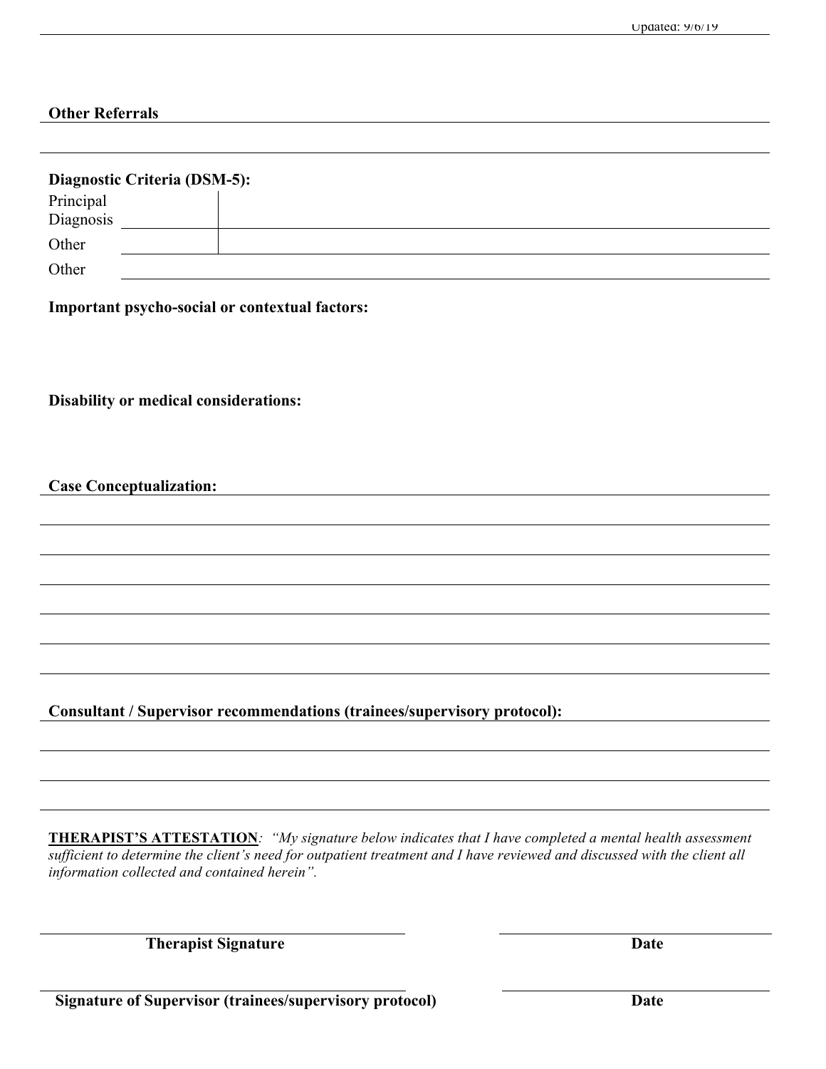**Other Referrals**

**Diagnostic Criteria (DSM-5):**

| | | |
|---|---|---|
| Principal Diagnosis | | |
| Other | | |
| Other | | |

**Important psycho-social or contextual factors:**

**Disability or medical considerations:**

**Case Conceptualization:**

**Consultant / Supervisor recommendations (trainees/supervisory protocol):**

**<u>THERAPIST'S ATTESTATION</u>**: *"My signature below indicates that I have completed a mental health assessment sufficient to determine the client's need for outpatient treatment and I have reviewed and discussed with the client all information collected and contained herein".*

**Therapist Signature** **Date**

**Signature of Supervisor (trainees/supervisory protocol)** **Date**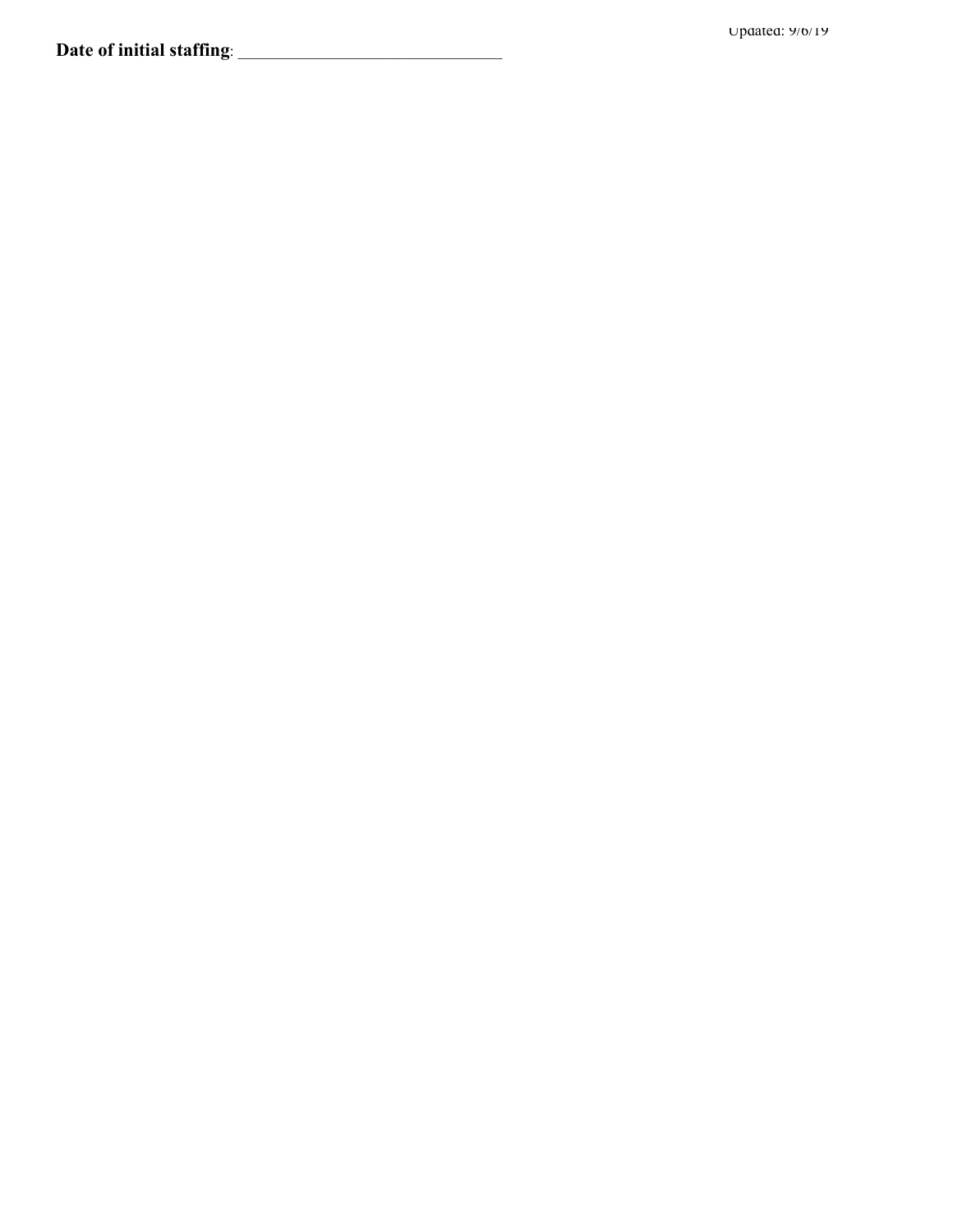**Date of initial staffing**: ______________________________